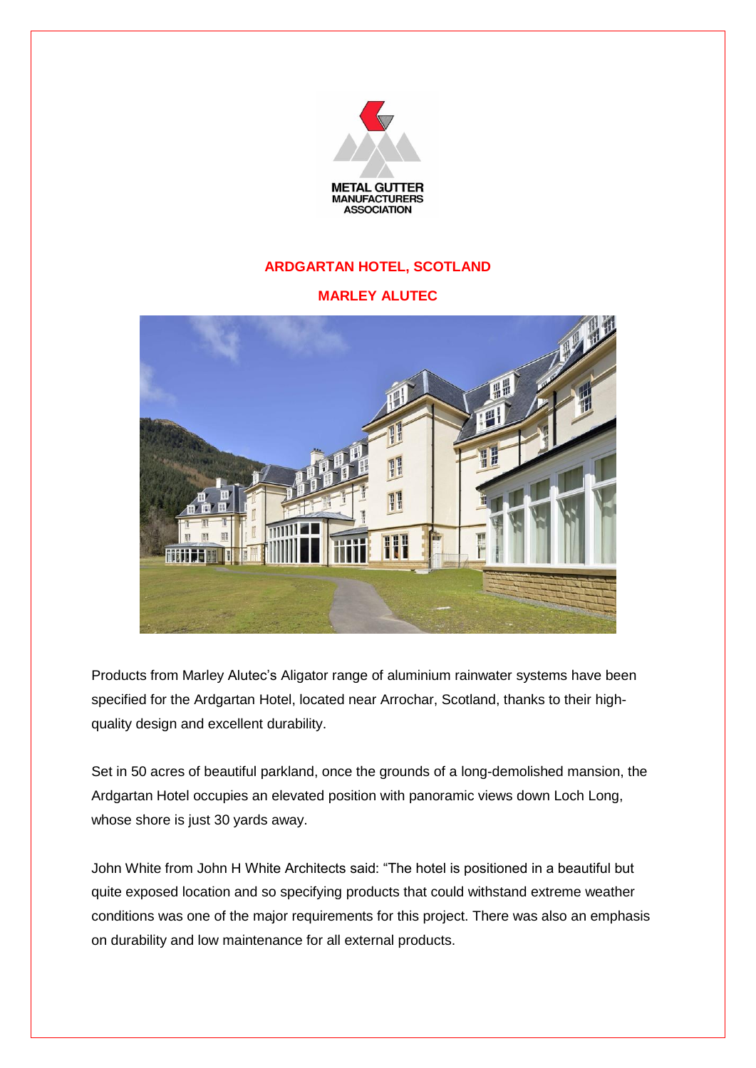METAL GUTTER MANUFACTURERS ASSOCIATION

# ARDGARTAN HOTEL, SCOTLAND

## MARLEY ALUTEC

Products from Marley Alutec's Aligator range of aluminium rainwater systems have been specified for the Ardgartan Hotel, located near Arrochar, Scotland, thanks to their high-quality design and excellent durability.

Set in 50 acres of beautiful parkland, once the grounds of a long-demolished mansion, the Ardgartan Hotel occupies an elevated position with panoramic views down Loch Long, whose shore is just 30 yards away.

John White from John H White Architects said: "The hotel is positioned in a beautiful but quite exposed location and so specifying products that could withstand extreme weather conditions was one of the major requirements for this project. There was also an emphasis on durability and low maintenance for all external products.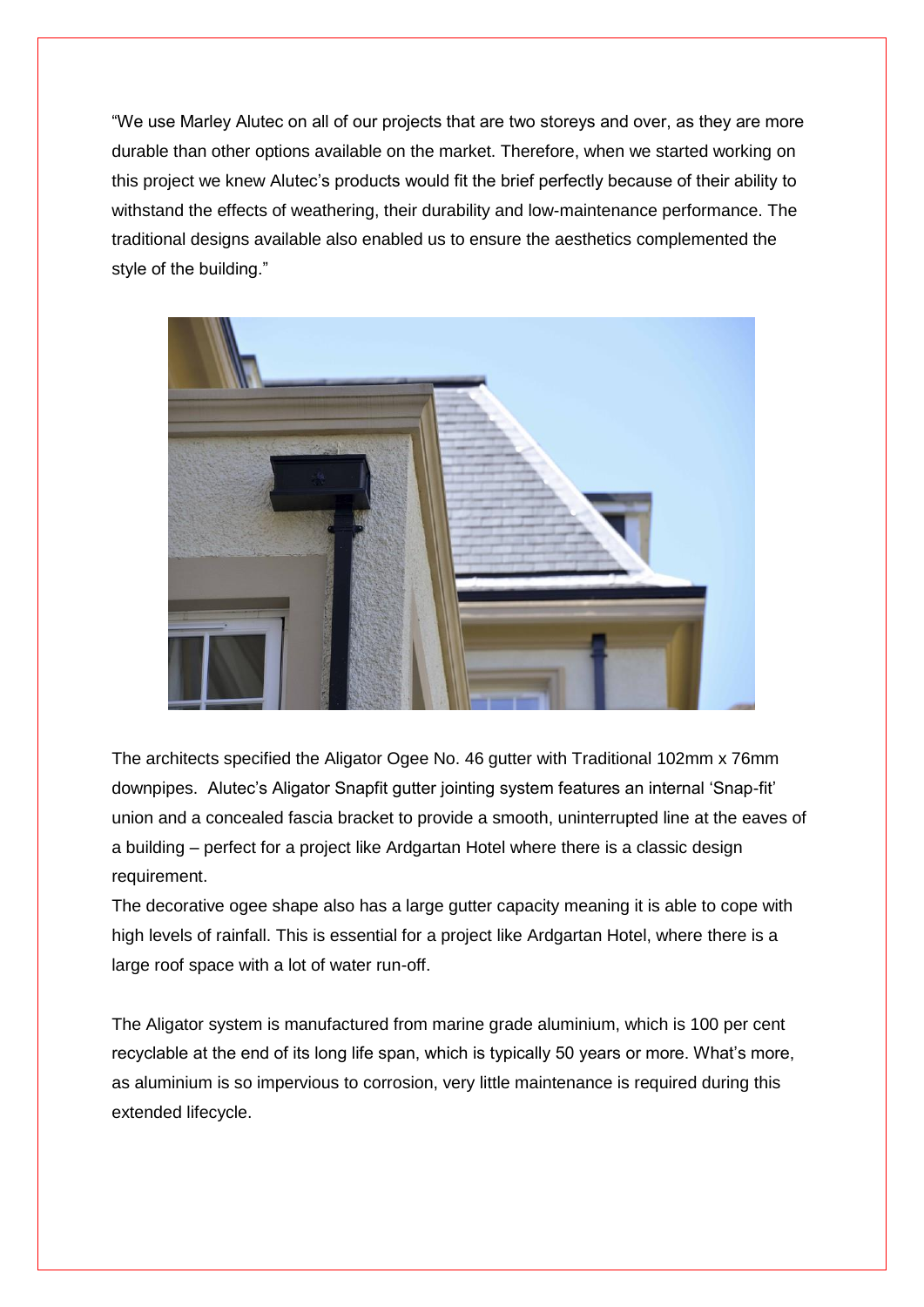"We use Marley Alutec on all of our projects that are two storeys and over, as they are more durable than other options available on the market. Therefore, when we started working on this project we knew Alutec's products would fit the brief perfectly because of their ability to withstand the effects of weathering, their durability and low-maintenance performance. The traditional designs available also enabled us to ensure the aesthetics complemented the style of the building."

The architects specified the Aligator Ogee No. 46 gutter with Traditional 102mm x 76mm downpipes. Alutec's Aligator Snapfit gutter jointing system features an internal 'Snap-fit' union and a concealed fascia bracket to provide a smooth, uninterrupted line at the eaves of a building – perfect for a project like Ardgartan Hotel where there is a classic design requirement.

The decorative ogee shape also has a large gutter capacity meaning it is able to cope with high levels of rainfall. This is essential for a project like Ardgartan Hotel, where there is a large roof space with a lot of water run-off.

The Aligator system is manufactured from marine grade aluminium, which is 100 per cent recyclable at the end of its long life span, which is typically 50 years or more. What's more, as aluminium is so impervious to corrosion, very little maintenance is required during this extended lifecycle.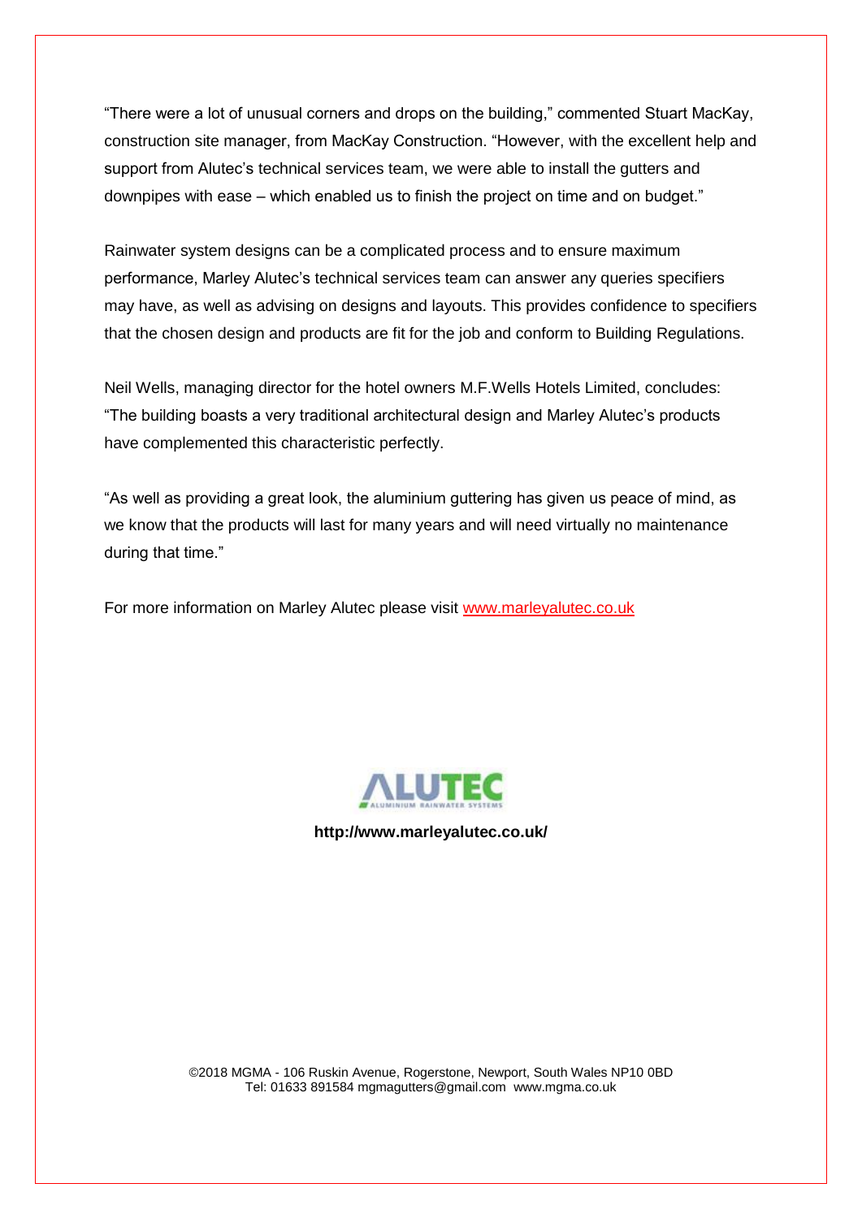"There were a lot of unusual corners and drops on the building," commented Stuart MacKay, construction site manager, from MacKay Construction. "However, with the excellent help and support from Alutec's technical services team, we were able to install the gutters and downpipes with ease – which enabled us to finish the project on time and on budget."

Rainwater system designs can be a complicated process and to ensure maximum performance, Marley Alutec's technical services team can answer any queries specifiers may have, as well as advising on designs and layouts. This provides confidence to specifiers that the chosen design and products are fit for the job and conform to Building Regulations.

Neil Wells, managing director for the hotel owners M.F.Wells Hotels Limited, concludes: "The building boasts a very traditional architectural design and Marley Alutec's products have complemented this characteristic perfectly.

"As well as providing a great look, the aluminium guttering has given us peace of mind, as we know that the products will last for many years and will need virtually no maintenance during that time."

For more information on Marley Alutec please visit [www.marleyalutec.co.uk](http://www.marleyalutec.co.uk)

ALUTEC ALUMINIUM RAINWATER SYSTEMS

**http://www.marleyalutec.co.uk/**

©2018 MGMA - 106 Ruskin Avenue, Rogerstone, Newport, South Wales NP10 0BD
Tel: 01633 891584 mgmagutters@gmail.com www.mgma.co.uk